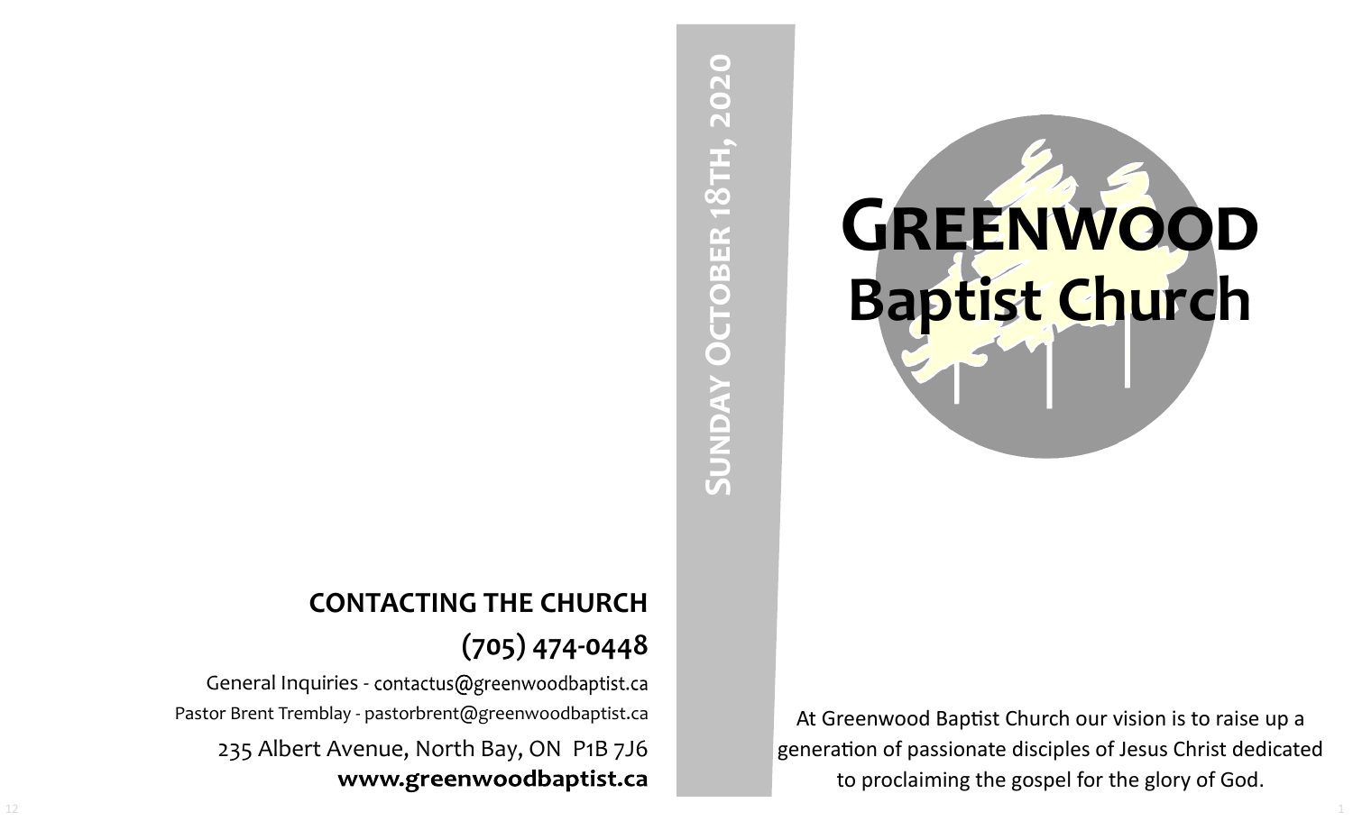# Greenwood Baptist Church

**Sunday October 18th, 2020**

At Greenwood Baptist Church our vision is to raise up a generation of passionate disciples of Jesus Christ dedicated to proclaiming the gospel for the glory of God.

## CONTACTING THE CHURCH

**(705) 474-0448**

General Inquiries - contactus@greenwoodbaptist.ca

Pastor Brent Tremblay - pastorbrent@greenwoodbaptist.ca

235 Albert Avenue, North Bay, ON  P1B 7J6

**www.greenwoodbaptist.ca**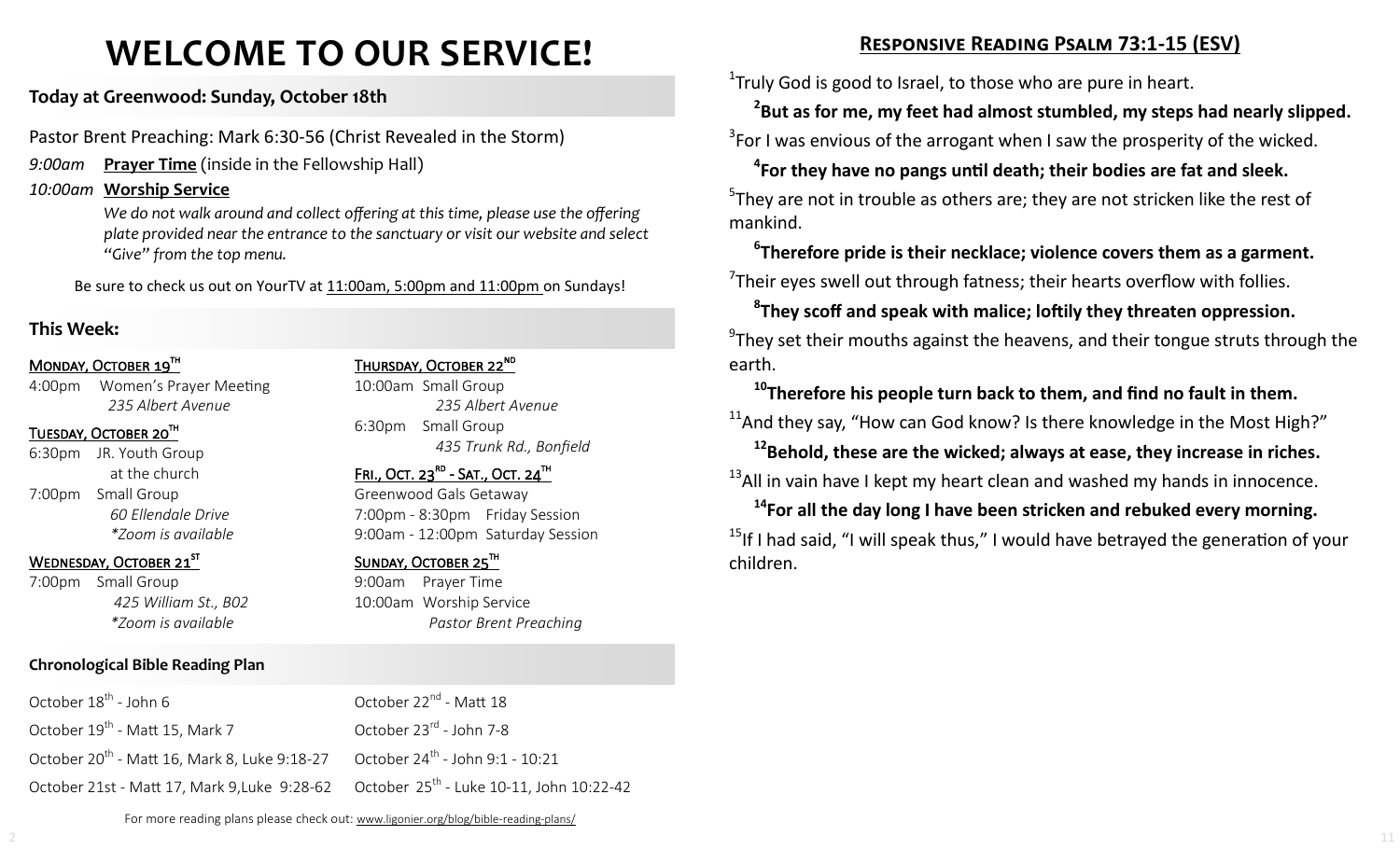# WELCOME TO OUR SERVICE!

## Today at Greenwood: Sunday, October 18th

Pastor Brent Preaching: Mark 6:30-56 (Christ Revealed in the Storm)

*9:00am* **Prayer Time** (inside in the Fellowship Hall)

*10:00am* **Worship Service**

*We do not walk around and collect offering at this time, please use the offering plate provided near the entrance to the sanctuary or visit our website and select "Give" from the top menu.*

Be sure to check us out on YourTV at 11:00am, 5:00pm and 11:00pm on Sundays!

## This Week:

**MONDAY, OCTOBER 19TH**

4:00pm Women's Prayer Meeting
*235 Albert Avenue*

**TUESDAY, OCTOBER 20TH**

6:30pm JR. Youth Group
at the church

7:00pm Small Group
*60 Ellendale Drive*
**Zoom is available*

**WEDNESDAY, OCTOBER 21ST**

7:00pm Small Group
*425 William St., B02*
**Zoom is available*

**THURSDAY, OCTOBER 22ND**

10:00am Small Group
*235 Albert Avenue*

6:30pm Small Group
*435 Trunk Rd., Bonfield*

**FRI., OCT. 23RD - SAT., OCT. 24TH**

Greenwood Gals Getaway
7:00pm - 8:30pm Friday Session
9:00am - 12:00pm Saturday Session

**SUNDAY, OCTOBER 25TH**

9:00am Prayer Time
10:00am Worship Service
*Pastor Brent Preaching*

## Chronological Bible Reading Plan

| | |
|---|---|
| October 18th - John 6 | October 22nd - Matt 18 |
| October 19th - Matt 15, Mark 7 | October 23rd - John 7-8 |
| October 20th - Matt 16, Mark 8, Luke 9:18-27 | October 24th - John 9:1 - 10:21 |
| October 21st - Matt 17, Mark 9,Luke 9:28-62 | October 25th - Luke 10-11, John 10:22-42 |

For more reading plans please check out: www.ligonier.org/blog/bible-reading-plans/

## RESPONSIVE READING PSALM 73:1-15 (ESV)

1 Truly God is good to Israel, to those who are pure in heart.

**2 But as for me, my feet had almost stumbled, my steps had nearly slipped.**

3 For I was envious of the arrogant when I saw the prosperity of the wicked.

**4 For they have no pangs until death; their bodies are fat and sleek.**

5 They are not in trouble as others are; they are not stricken like the rest of mankind.

**6 Therefore pride is their necklace; violence covers them as a garment.**

7 Their eyes swell out through fatness; their hearts overflow with follies.

**8 They scoff and speak with malice; loftily they threaten oppression.**

9 They set their mouths against the heavens, and their tongue struts through the earth.

**10 Therefore his people turn back to them, and find no fault in them.**

11 And they say, "How can God know? Is there knowledge in the Most High?"

**12 Behold, these are the wicked; always at ease, they increase in riches.**

13 All in vain have I kept my heart clean and washed my hands in innocence.

**14 For all the day long I have been stricken and rebuked every morning.**

15 If I had said, "I will speak thus," I would have betrayed the generation of your children.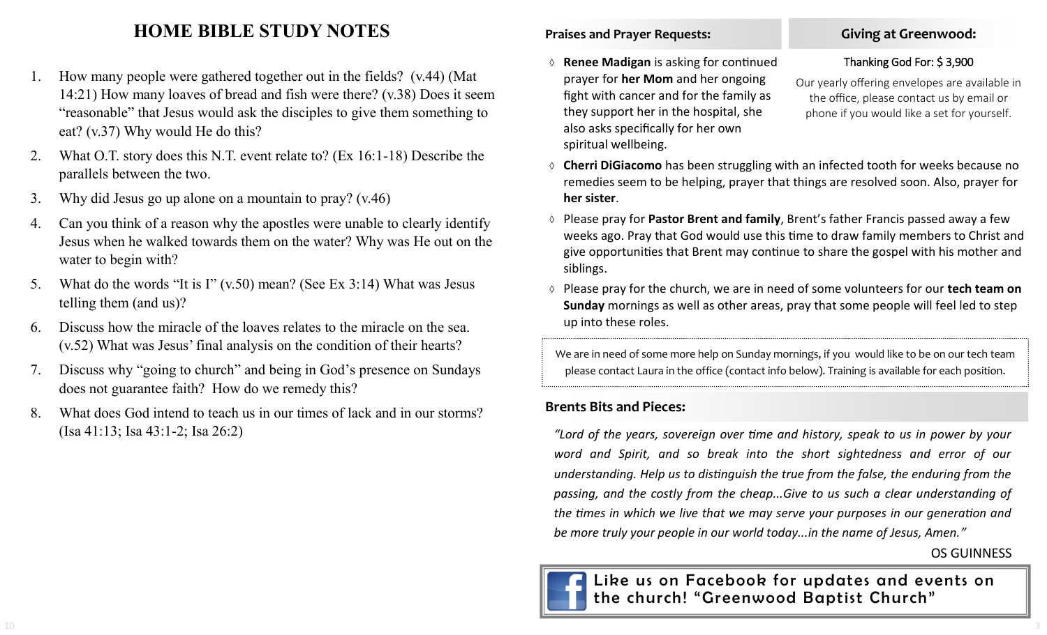# HOME BIBLE STUDY NOTES

1. How many people were gathered together out in the fields? (v.44) (Mat 14:21) How many loaves of bread and fish were there? (v.38) Does it seem "reasonable" that Jesus would ask the disciples to give them something to eat? (v.37) Why would He do this?
2. What O.T. story does this N.T. event relate to? (Ex 16:1-18) Describe the parallels between the two.
3. Why did Jesus go up alone on a mountain to pray? (v.46)
4. Can you think of a reason why the apostles were unable to clearly identify Jesus when he walked towards them on the water? Why was He out on the water to begin with?
5. What do the words "It is I" (v.50) mean? (See Ex 3:14) What was Jesus telling them (and us)?
6. Discuss how the miracle of the loaves relates to the miracle on the sea. (v.52) What was Jesus' final analysis on the condition of their hearts?
7. Discuss why "going to church" and being in God's presence on Sundays does not guarantee faith? How do we remedy this?
8. What does God intend to teach us in our times of lack and in our storms? (Isa 41:13; Isa 43:1-2; Isa 26:2)

## Praises and Prayer Requests:

- **Renee Madigan** is asking for continued prayer for **her Mom** and her ongoing fight with cancer and for the family as they support her in the hospital, she also asks specifically for her own spiritual wellbeing.
- **Cherri DiGiacomo** has been struggling with an infected tooth for weeks because no remedies seem to be helping, prayer that things are resolved soon. Also, prayer for **her sister**.
- Please pray for **Pastor Brent and family**, Brent's father Francis passed away a few weeks ago. Pray that God would use this time to draw family members to Christ and give opportunities that Brent may continue to share the gospel with his mother and siblings.
- Please pray for the church, we are in need of some volunteers for our **tech team on Sunday** mornings as well as other areas, pray that some people will feel led to step up into these roles.

## Giving at Greenwood:

Thanking God For: $ 3,900

Our yearly offering envelopes are available in the office, please contact us by email or phone if you would like a set for yourself.

We are in need of some more help on Sunday mornings, if you would like to be on our tech team please contact Laura in the office (contact info below). Training is available for each position.

## Brents Bits and Pieces:

*"Lord of the years, sovereign over time and history, speak to us in power by your word and Spirit, and so break into the short sightedness and error of our understanding. Help us to distinguish the true from the false, the enduring from the passing, and the costly from the cheap...Give to us such a clear understanding of the times in which we live that we may serve your purposes in our generation and be more truly your people in our world today...in the name of Jesus, Amen."*

OS GUINNESS

**Like us on Facebook for updates and events on the church! "Greenwood Baptist Church"**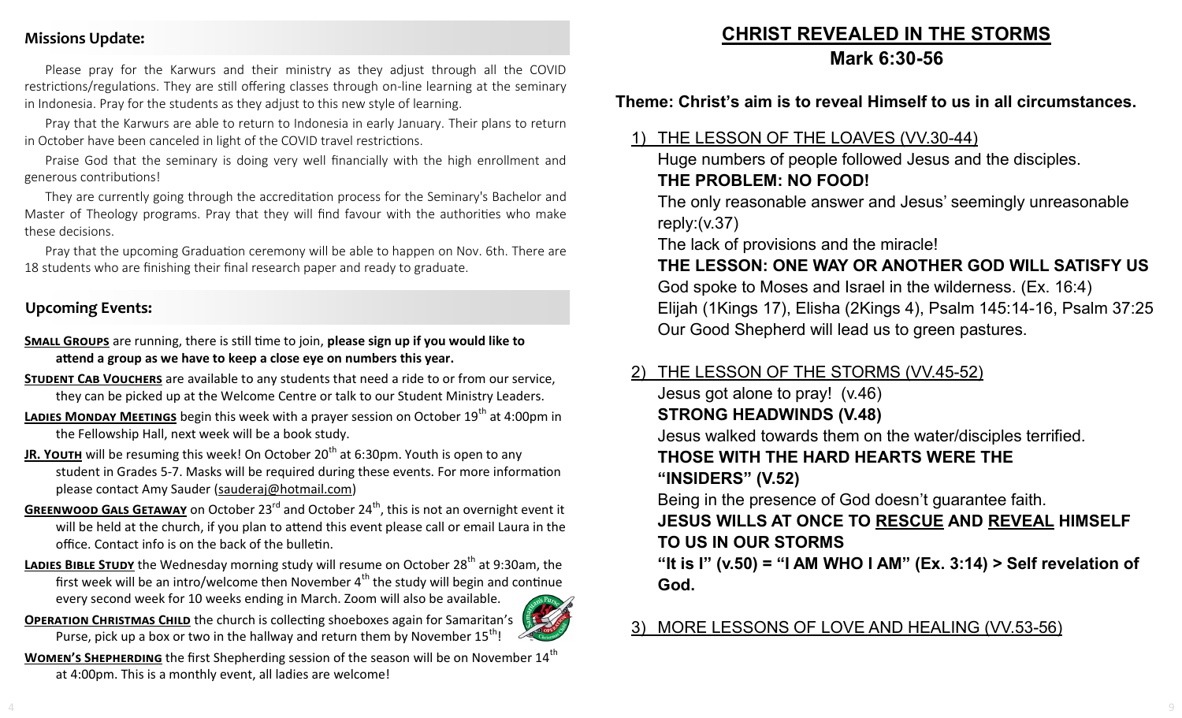## Missions Update:

Please pray for the Karwurs and their ministry as they adjust through all the COVID restrictions/regulations. They are still offering classes through on-line learning at the seminary in Indonesia. Pray for the students as they adjust to this new style of learning.

Pray that the Karwurs are able to return to Indonesia in early January. Their plans to return in October have been canceled in light of the COVID travel restrictions.

Praise God that the seminary is doing very well financially with the high enrollment and generous contributions!

They are currently going through the accreditation process for the Seminary's Bachelor and Master of Theology programs. Pray that they will find favour with the authorities who make these decisions.

Pray that the upcoming Graduation ceremony will be able to happen on Nov. 6th. There are 18 students who are finishing their final research paper and ready to graduate.

## Upcoming Events:

**Small Groups** are running, there is still time to join, **please sign up if you would like to attend a group as we have to keep a close eye on numbers this year.**

**Student Cab Vouchers** are available to any students that need a ride to or from our service, they can be picked up at the Welcome Centre or talk to our Student Ministry Leaders.

**Ladies Monday Meetings** begin this week with a prayer session on October 19th at 4:00pm in the Fellowship Hall, next week will be a book study.

**Jr. Youth** will be resuming this week! On October 20th at 6:30pm. Youth is open to any student in Grades 5-7. Masks will be required during these events. For more information please contact Amy Sauder (sauderaj@hotmail.com)

**Greenwood Gals Getaway** on October 23rd and October 24th, this is not an overnight event it will be held at the church, if you plan to attend this event please call or email Laura in the office. Contact info is on the back of the bulletin.

**Ladies Bible Study** the Wednesday morning study will resume on October 28th at 9:30am, the first week will be an intro/welcome then November 4th the study will begin and continue every second week for 10 weeks ending in March. Zoom will also be available.

**Operation Christmas Child** the church is collecting shoeboxes again for Samaritan's Purse, pick up a box or two in the hallway and return them by November 15th!

**Women's Shepherding** the first Shepherding session of the season will be on November 14th at 4:00pm. This is a monthly event, all ladies are welcome!

# CHRIST REVEALED IN THE STORMS
## Mark 6:30-56

**Theme: Christ's aim is to reveal Himself to us in all circumstances.**

1) THE LESSON OF THE LOAVES (VV.30-44)

   Huge numbers of people followed Jesus and the disciples.

   **THE PROBLEM: NO FOOD!**

   The only reasonable answer and Jesus' seemingly unreasonable reply:(v.37)

   The lack of provisions and the miracle!

   **THE LESSON: ONE WAY OR ANOTHER GOD WILL SATISFY US**

   God spoke to Moses and Israel in the wilderness. (Ex. 16:4)

   Elijah (1Kings 17), Elisha (2Kings 4), Psalm 145:14-16, Psalm 37:25

   Our Good Shepherd will lead us to green pastures.

2) THE LESSON OF THE STORMS (VV.45-52)

   Jesus got alone to pray! (v.46)

   **STRONG HEADWINDS (V.48)**

   Jesus walked towards them on the water/disciples terrified.

   **THOSE WITH THE HARD HEARTS WERE THE "INSIDERS" (V.52)**

   Being in the presence of God doesn't guarantee faith.

   **JESUS WILLS AT ONCE TO RESCUE AND REVEAL HIMSELF TO US IN OUR STORMS**

   **"It is I" (v.50) = "I AM WHO I AM" (Ex. 3:14) > Self revelation of God.**

3) MORE LESSONS OF LOVE AND HEALING (VV.53-56)